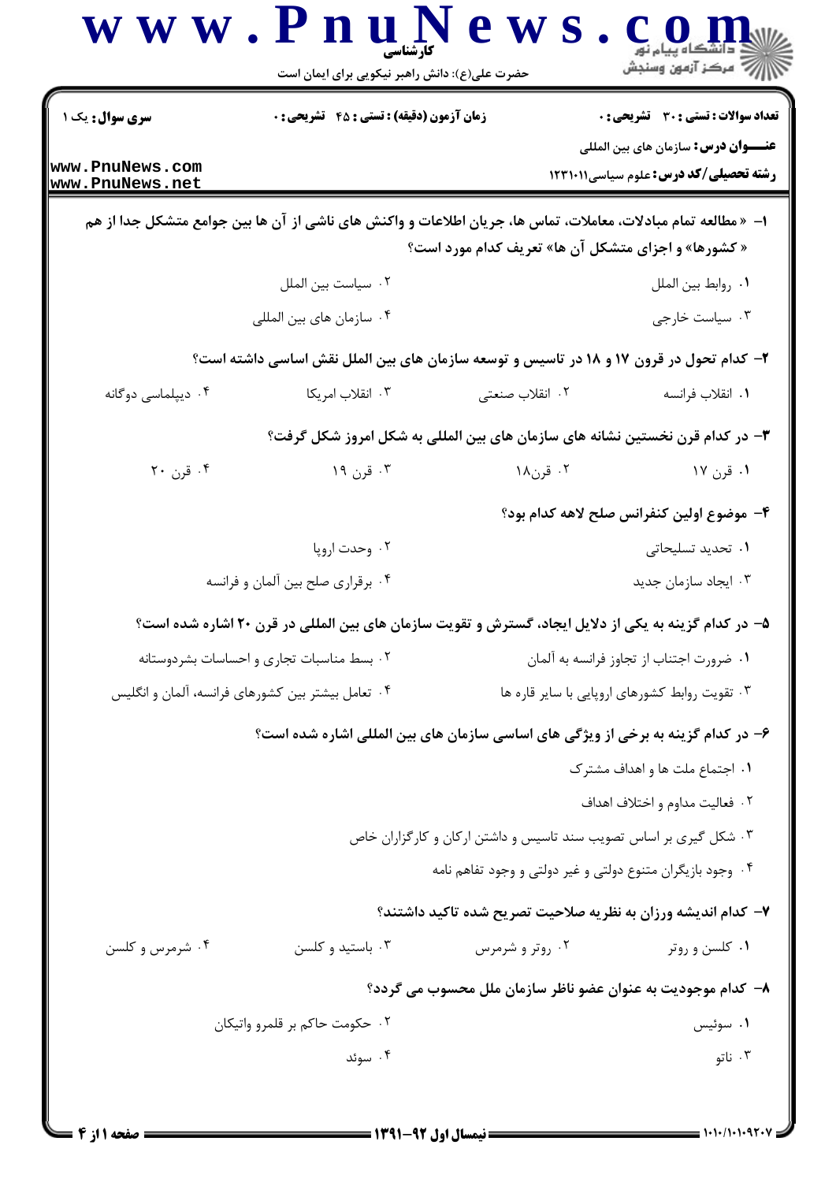کارشناسی

حضرت علی(ع): دانش راهبر نیکویی برای ایمان است

**سری سوال:** یک ۱

**زمان آزمون (دقیقه) : تستی : ۴۵ تشریحی : ۰**

**تعداد سوالات : تستی : ۳۰ تشریحی : ۰**

**عنـــوان درس:** سازمان های بین المللی

**رشته تحصیلی/کد درس:** علوم سیاسی۱۲۳۱۰۱۱

**۱-** « مطالعه تمام مبادلات، معاملات، تماس ها، جریان اطلاعات و واکنش های ناشی از آن ها بین جوامع متشکل جدا از هم « کشورها» و اجزای متشکل آن ها» تعریف کدام مورد است؟

۱. روابط بین الملل
۲. سیاست بین الملل
۳. سیاست خارجی
۴. سازمان های بین المللی

**۲-** کدام تحول در قرون ۱۷ و ۱۸ در تاسیس و توسعه سازمان های بین الملل نقش اساسی داشته است؟

۱. انقلاب فرانسه
۲. انقلاب صنعتی
۳. انقلاب امریکا
۴. دیپلماسی دوگانه

**۳-** در کدام قرن نخستین نشانه های سازمان های بین المللی به شکل امروز شکل گرفت؟

۱. قرن ۱۷
۲. قرن۱۸
۳. قرن ۱۹
۴. قرن ۲۰

**۴-** موضوع اولین کنفرانس صلح لاهه کدام بود؟

۱. تحدید تسلیحاتی
۲. وحدت اروپا
۳. ایجاد سازمان جدید
۴. برقراری صلح بین آلمان و فرانسه

**۵-** در کدام گزینه به یکی از دلایل ایجاد، گسترش و تقویت سازمان های بین المللی در قرن ۲۰ اشاره شده است؟

۱. ضرورت اجتناب از تجاوز فرانسه به آلمان
۲. بسط مناسبات تجاری و احساسات بشردوستانه
۳. تقویت روابط کشورهای اروپایی با سایر قاره ها
۴. تعامل بیشتر بین کشورهای فرانسه، آلمان و انگلیس

**۶-** در کدام گزینه به برخی از ویژگی های اساسی سازمان های بین المللی اشاره شده است؟

۱. اجتماع ملت ها و اهداف مشترک
۲. فعالیت مداوم و اختلاف اهداف
۳. شکل گیری بر اساس تصویب سند تاسیس و داشتن ارکان و کارگزاران خاص
۴. وجود بازیگران متنوع دولتی و غیر دولتی و وجود تفاهم نامه

**۷-** کدام اندیشه ورزان به نظریه صلاحیت تصریح شده تاکید داشتند؟

۱. کلسن و روتر
۲. روتر و شرمرس
۳. باستید و کلسن
۴. شرمرس و کلسن

**۸-** کدام موجودیت به عنوان عضو ناظر سازمان ملل محسوب می گردد؟

۱. سوئیس
۲. حکومت حاکم بر قلمرو واتیکان
۳. ناتو
۴. سوئد

نیمسال اول ۹۲-۱۳۹۱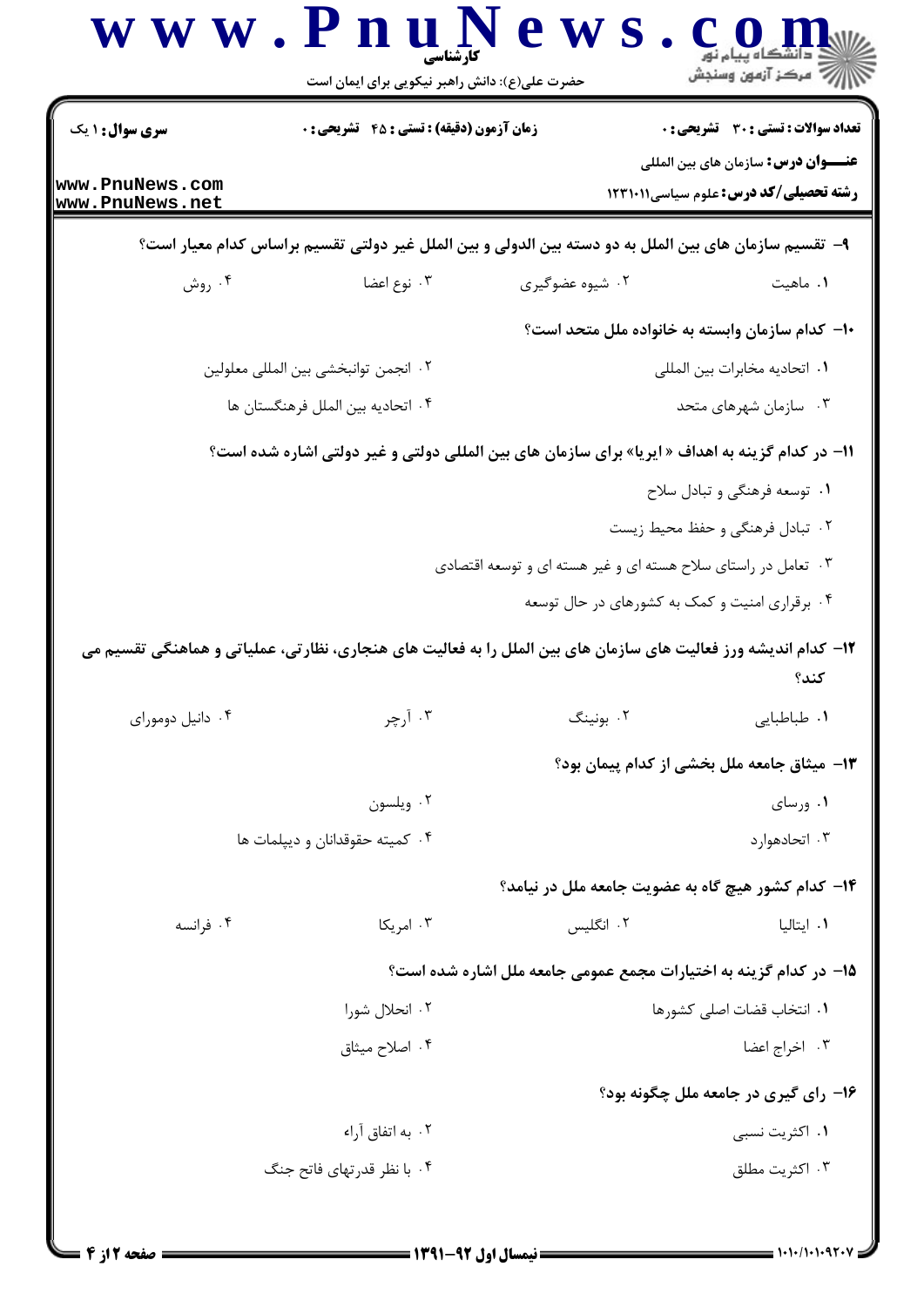**سری سوال:** ۱ یک

**زمان آزمون (دقیقه) : تستی : ۴۵ تشریحی : ۰**

**تعداد سوالات : تستی : ۳۰ تشریحی : ۰**

**عنـــوان درس:** سازمان های بین المللی

**رشته تحصیلی/کد درس:** علوم سیاسی۱۲۳۱۰۱۱

**۹- تقسیم سازمان های بین الملل به دو دسته بین الدولی و بین الملل غیر دولتی تقسیم براساس کدام معیار است؟**

۱. ماهیت
۲. شیوه عضوگیری
۳. نوع اعضا
۴. روش

**۱۰- کدام سازمان وابسته به خانواده ملل متحد است؟**

۱. اتحادیه مخابرات بین المللی
۲. انجمن توانبخشی بین المللی معلولین
۳. سازمان شهرهای متحد
۴. اتحادیه بین الملل فرهنگستان ها

**۱۱- در کدام گزینه به اهداف « ایریا» برای سازمان های بین المللی دولتی و غیر دولتی اشاره شده است؟**

۱. توسعه فرهنگی و تبادل سلاح
۲. تبادل فرهنگی و حفظ محیط زیست
۳. تعامل در راستای سلاح هسته ای و غیر هسته ای و توسعه اقتصادی
۴. برقراری امنیت و کمک به کشورهای در حال توسعه

**۱۲- کدام اندیشه ورز فعالیت های سازمان های بین الملل را به فعالیت های هنجاری، نظارتی، عملیاتی و هماهنگی تقسیم می کند؟**

۱. طباطبایی
۲. بونینگ
۳. آرچر
۴. دانیل دومورای

**۱۳- میثاق جامعه ملل بخشی از کدام پیمان بود؟**

۱. ورسای
۲. ویلسون
۳. اتحادهوارد
۴. کمیته حقوقدانان و دیپلمات ها

**۱۴- کدام کشور هیچ گاه به عضویت جامعه ملل در نیامد؟**

۱. ایتالیا
۲. انگلیس
۳. امریکا
۴. فرانسه

**۱۵- در کدام گزینه به اختیارات مجمع عمومی جامعه ملل اشاره شده است؟**

۱. انتخاب قضات اصلی کشورها
۲. انحلال شورا
۳. اخراج اعضا
۴. اصلاح میثاق

**۱۶- رای گیری در جامعه ملل چگونه بود؟**

۱. اکثریت نسبی
۲. به اتفاق آراء
۳. اکثریت مطلق
۴. با نظر قدرتهای فاتح جنگ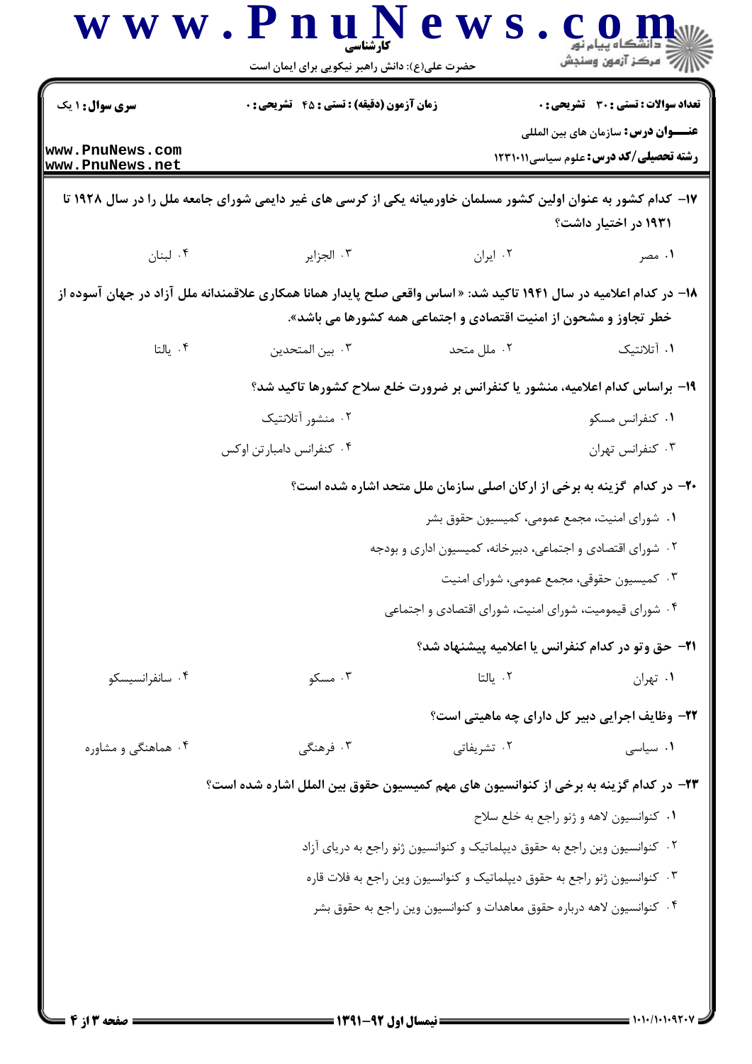**۱۷- کدام کشور به عنوان اولین کشور مسلمان خاورمیانه یکی از کرسی های غیر دایمی شورای جامعه ملل را در سال ۱۹۲۸ تا ۱۹۳۱ در اختیار داشت؟**

۱. مصر
۲. ایران
۳. الجزایر
۴. لبنان

**۱۸- در کدام اعلامیه در سال ۱۹۴۱ تاکید شد: « اساس واقعی صلح پایدار همانا همکاری علاقمندانه ملل آزاد در جهان آسوده از خطر تجاوز و مشحون از امنیت اقتصادی و اجتماعی همه کشورها می باشد».**

۱. آتلانتیک
۲. ملل متحد
۳. بین المتحدین
۴. یالتا

**۱۹- براساس کدام اعلامیه، منشور یا کنفرانس بر ضرورت خلع سلاح کشورها تاکید شد؟**

۱. کنفرانس مسکو
۲. منشور آتلانتیک
۳. کنفرانس تهران
۴. کنفرانس دامبارتن اوکس

**۲۰- در کدام گزینه به برخی از ارکان اصلی سازمان ملل متحد اشاره شده است؟**

۱. شورای امنیت، مجمع عمومی، کمیسیون حقوق بشر
۲. شورای اقتصادی و اجتماعی، دبیرخانه، کمیسیون اداری و بودجه
۳. کمیسیون حقوقی، مجمع عمومی، شورای امنیت
۴. شورای قیمومیت، شورای امنیت، شورای اقتصادی و اجتماعی

**۲۱- حق وتو در کدام کنفرانس یا اعلامیه پیشنهاد شد؟**

۱. تهران
۲. یالتا
۳. مسکو
۴. سانفرانسیسکو

**۲۲- وظایف اجرایی دبیر کل دارای چه ماهیتی است؟**

۱. سیاسی
۲. تشریفاتی
۳. فرهنگی
۴. هماهنگی و مشاوره

**۲۳- در کدام گزینه به برخی از کنوانسیون های مهم کمیسیون حقوق بین الملل اشاره شده است؟**

۱. کنوانسیون لاهه و ژنو راجع به خلع سلاح
۲. کنوانسیون وین راجع به حقوق دیپلماتیک و کنوانسیون ژنو راجع به دریای آزاد
۳. کنوانسیون ژنو راجع به حقوق دیپلماتیک و کنوانسیون وین راجع به فلات قاره
۴. کنوانسیون لاهه درباره حقوق معاهدات و کنوانسیون وین راجع به حقوق بشر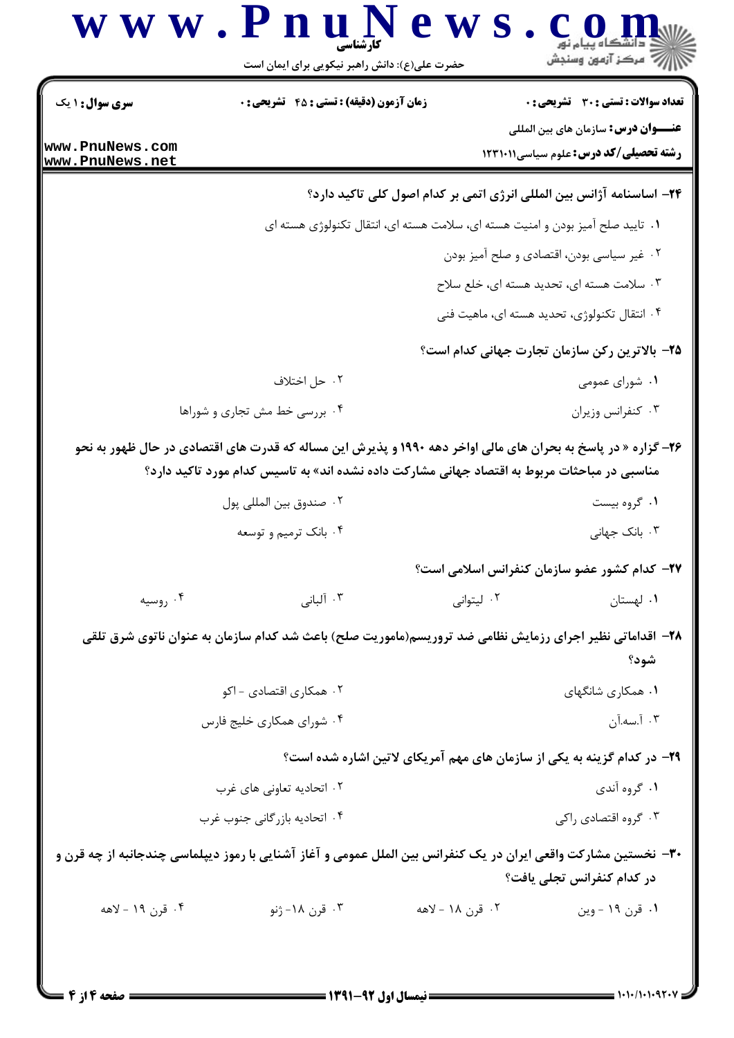**سری سوال:** ۱ یک

**زمان آزمون (دقیقه) : تستی :** ۴۵ **تشریحی :** ۰

**تعداد سوالات : تستی :** ۳۰ **تشریحی :** ۰

**عنـــوان درس:** سازمان های بین المللی

**رشته تحصیلی/کد درس:** علوم سیاسی۱۲۳۱۰۱۱

۲۴- اساسنامه آژانس بین المللی انرژی اتمی بر کدام اصول کلی تاکید دارد؟

۱. تایید صلح آمیز بودن و امنیت هسته ای، سلامت هسته ای، انتقال تکنولوژی هسته ای

۲. غیر سیاسی بودن، اقتصادی و صلح آمیز بودن

۳. سلامت هسته ای، تحدید هسته ای، خلع سلاح

۴. انتقال تکنولوژی، تحدید هسته ای، ماهیت فنی

۲۵- بالاترین رکن سازمان تجارت جهانی کدام است؟

۱. شورای عمومی

۲. حل اختلاف

۳. کنفرانس وزیران

۴. بررسی خط مش تجاری و شوراها

۲۶- گزاره « در پاسخ به بحران های مالی اواخر دهه ۱۹۹۰ و پذیرش این مساله که قدرت های اقتصادی در حال ظهور به نحو مناسبی در مباحثات مربوط به اقتصاد جهانی مشارکت داده نشده اند» به تاسیس کدام مورد تاکید دارد؟

۱. گروه بیست

۲. صندوق بین المللی پول

۳. بانک جهانی

۴. بانک ترمیم و توسعه

۲۷- کدام کشور عضو سازمان کنفرانس اسلامی است؟

۱. لهستان

۲. لیتوانی

۳. آلبانی

۴. روسیه

۲۸- اقداماتی نظیر اجرای رزمایش نظامی ضد تروریسم(ماموریت صلح) باعث شد کدام سازمان به عنوان ناتوی شرق تلقی شود؟

۱. همکاری شانگهای

۲. همکاری اقتصادی - اکو

۳. آ.سه.آن

۴. شورای همکاری خلیج فارس

۲۹- در کدام گزینه به یکی از سازمان های مهم آمریکای لاتین اشاره شده است؟

۱. گروه آندی

۲. اتحادیه تعاونی های غرب

۳. گروه اقتصادی راکی

۴. اتحادیه بازرگانی جنوب غرب

۳۰- نخستین مشارکت واقعی ایران در یک کنفرانس بین الملل عمومی و آغاز آشنایی با رموز دیپلماسی چندجانبه از چه قرن و در کدام کنفرانس تجلی یافت؟

۱. قرن ۱۹ - وین

۲. قرن ۱۸ - لاهه

۳. قرن ۱۸- ژنو

۴. قرن ۱۹ - لاهه